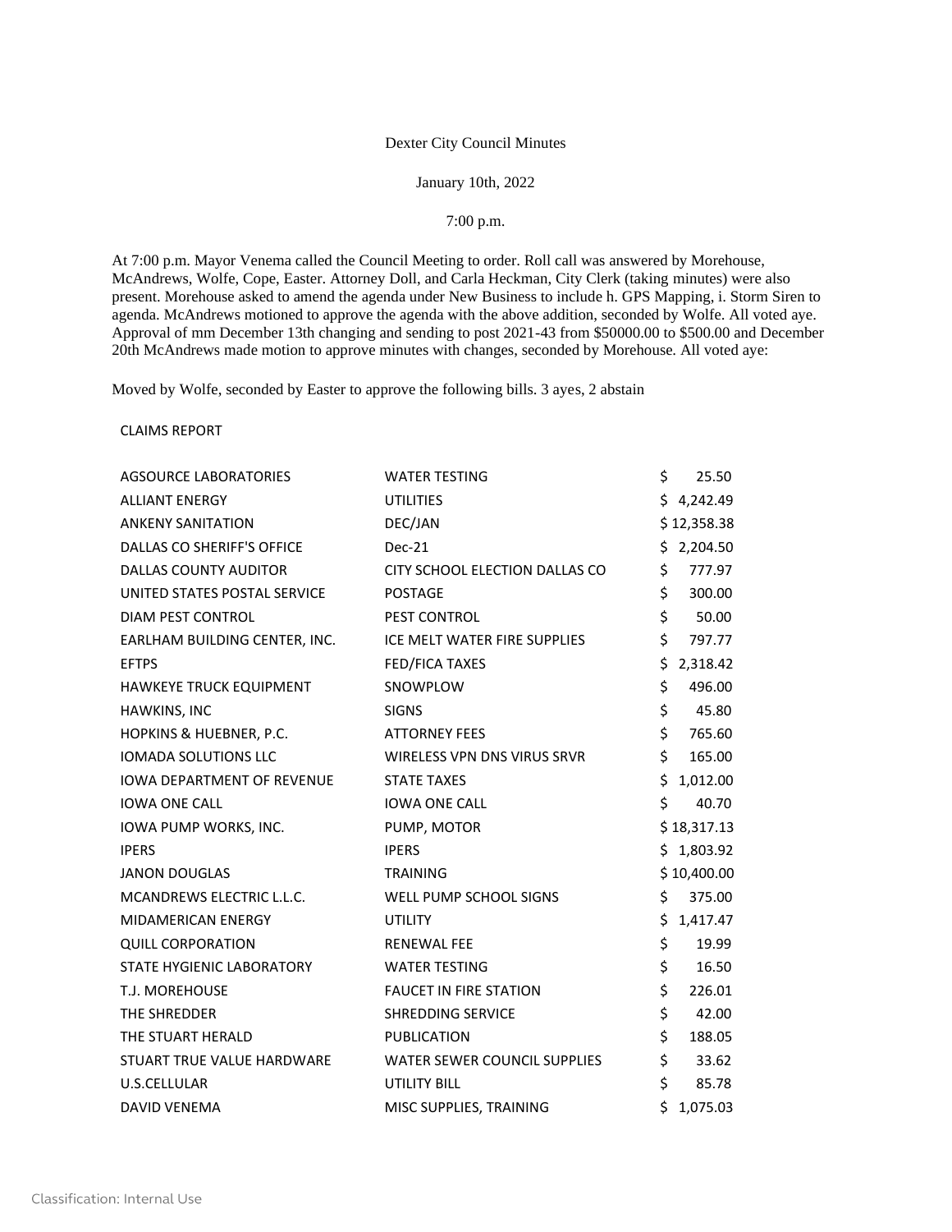Dexter City Council Minutes

January 10th, 2022

7:00 p.m.

At 7:00 p.m. Mayor Venema called the Council Meeting to order. Roll call was answered by Morehouse, McAndrews, Wolfe, Cope, Easter. Attorney Doll, and Carla Heckman, City Clerk (taking minutes) were also present. Morehouse asked to amend the agenda under New Business to include h. GPS Mapping, i. Storm Siren to agenda. McAndrews motioned to approve the agenda with the above addition, seconded by Wolfe. All voted aye. Approval of mm December 13th changing and sending to post 2021-43 from $50000.00 to $500.00 and December 20th McAndrews made motion to approve minutes with changes, seconded by Morehouse. All voted aye:

Moved by Wolfe, seconded by Easter to approve the following bills. 3 ayes, 2 abstain

CLAIMS REPORT

| | | |
|---|---|---|
| AGSOURCE LABORATORIES | WATER TESTING | $ 25.50 |
| ALLIANT ENERGY | UTILITIES | $ 4,242.49 |
| ANKENY SANITATION | DEC/JAN | $ 12,358.38 |
| DALLAS CO SHERIFF'S OFFICE | Dec-21 | $ 2,204.50 |
| DALLAS COUNTY AUDITOR | CITY SCHOOL ELECTION DALLAS CO | $ 777.97 |
| UNITED STATES POSTAL SERVICE | POSTAGE | $ 300.00 |
| DIAM PEST CONTROL | PEST CONTROL | $ 50.00 |
| EARLHAM BUILDING CENTER, INC. | ICE MELT WATER FIRE SUPPLIES | $ 797.77 |
| EFTPS | FED/FICA TAXES | $ 2,318.42 |
| HAWKEYE TRUCK EQUIPMENT | SNOWPLOW | $ 496.00 |
| HAWKINS, INC | SIGNS | $ 45.80 |
| HOPKINS & HUEBNER, P.C. | ATTORNEY FEES | $ 765.60 |
| IOMADA SOLUTIONS LLC | WIRELESS VPN DNS VIRUS SRVR | $ 165.00 |
| IOWA DEPARTMENT OF REVENUE | STATE TAXES | $ 1,012.00 |
| IOWA ONE CALL | IOWA ONE CALL | $ 40.70 |
| IOWA PUMP WORKS, INC. | PUMP, MOTOR | $ 18,317.13 |
| IPERS | IPERS | $ 1,803.92 |
| JANON DOUGLAS | TRAINING | $ 10,400.00 |
| MCANDREWS ELECTRIC L.L.C. | WELL PUMP SCHOOL SIGNS | $ 375.00 |
| MIDAMERICAN ENERGY | UTILITY | $ 1,417.47 |
| QUILL CORPORATION | RENEWAL FEE | $ 19.99 |
| STATE HYGIENIC LABORATORY | WATER TESTING | $ 16.50 |
| T.J. MOREHOUSE | FAUCET IN FIRE STATION | $ 226.01 |
| THE SHREDDER | SHREDDING SERVICE | $ 42.00 |
| THE STUART HERALD | PUBLICATION | $ 188.05 |
| STUART TRUE VALUE HARDWARE | WATER SEWER COUNCIL SUPPLIES | $ 33.62 |
| U.S.CELLULAR | UTILITY BILL | $ 85.78 |
| DAVID VENEMA | MISC SUPPLIES, TRAINING | $ 1,075.03 |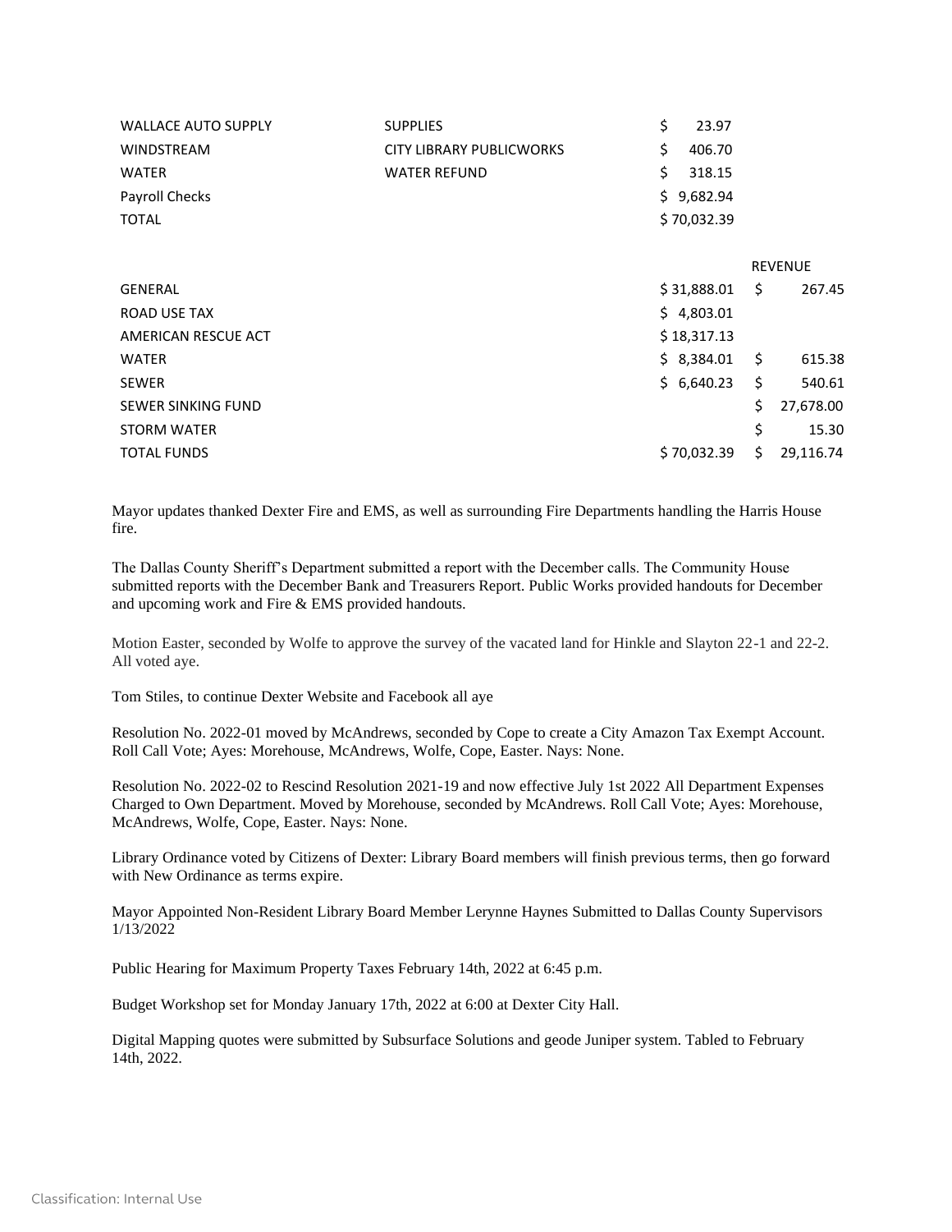| | | |
|---|---|---|
| WALLACE AUTO SUPPLY | SUPPLIES | $ 23.97 |
| WINDSTREAM | CITY LIBRARY PUBLICWORKS | $ 406.70 |
| WATER | WATER REFUND | $ 318.15 |
| Payroll Checks | | $ 9,682.94 |
| TOTAL | | $ 70,032.39 |

| | | REVENUE |
|---|---|---|
| GENERAL | $ 31,888.01 | $ 267.45 |
| ROAD USE TAX | $ 4,803.01 | |
| AMERICAN RESCUE ACT | $ 18,317.13 | |
| WATER | $ 8,384.01 | $ 615.38 |
| SEWER | $ 6,640.23 | $ 540.61 |
| SEWER SINKING FUND | | $ 27,678.00 |
| STORM WATER | | $ 15.30 |
| TOTAL FUNDS | $ 70,032.39 | $ 29,116.74 |

Mayor updates thanked Dexter Fire and EMS, as well as surrounding Fire Departments handling the Harris House fire.

The Dallas County Sheriff's Department submitted a report with the December calls. The Community House submitted reports with the December Bank and Treasurers Report. Public Works provided handouts for December and upcoming work and Fire & EMS provided handouts.

Motion Easter, seconded by Wolfe to approve the survey of the vacated land for Hinkle and Slayton 22-1 and 22-2. All voted aye.

Tom Stiles, to continue Dexter Website and Facebook all aye

Resolution No. 2022-01 moved by McAndrews, seconded by Cope to create a City Amazon Tax Exempt Account. Roll Call Vote; Ayes: Morehouse, McAndrews, Wolfe, Cope, Easter. Nays: None.

Resolution No. 2022-02 to Rescind Resolution 2021-19 and now effective July 1st 2022 All Department Expenses Charged to Own Department. Moved by Morehouse, seconded by McAndrews. Roll Call Vote; Ayes: Morehouse, McAndrews, Wolfe, Cope, Easter. Nays: None.

Library Ordinance voted by Citizens of Dexter: Library Board members will finish previous terms, then go forward with New Ordinance as terms expire.

Mayor Appointed Non-Resident Library Board Member Lerynne Haynes Submitted to Dallas County Supervisors 1/13/2022

Public Hearing for Maximum Property Taxes February 14th, 2022 at 6:45 p.m.

Budget Workshop set for Monday January 17th, 2022 at 6:00 at Dexter City Hall.

Digital Mapping quotes were submitted by Subsurface Solutions and geode Juniper system. Tabled to February 14th, 2022.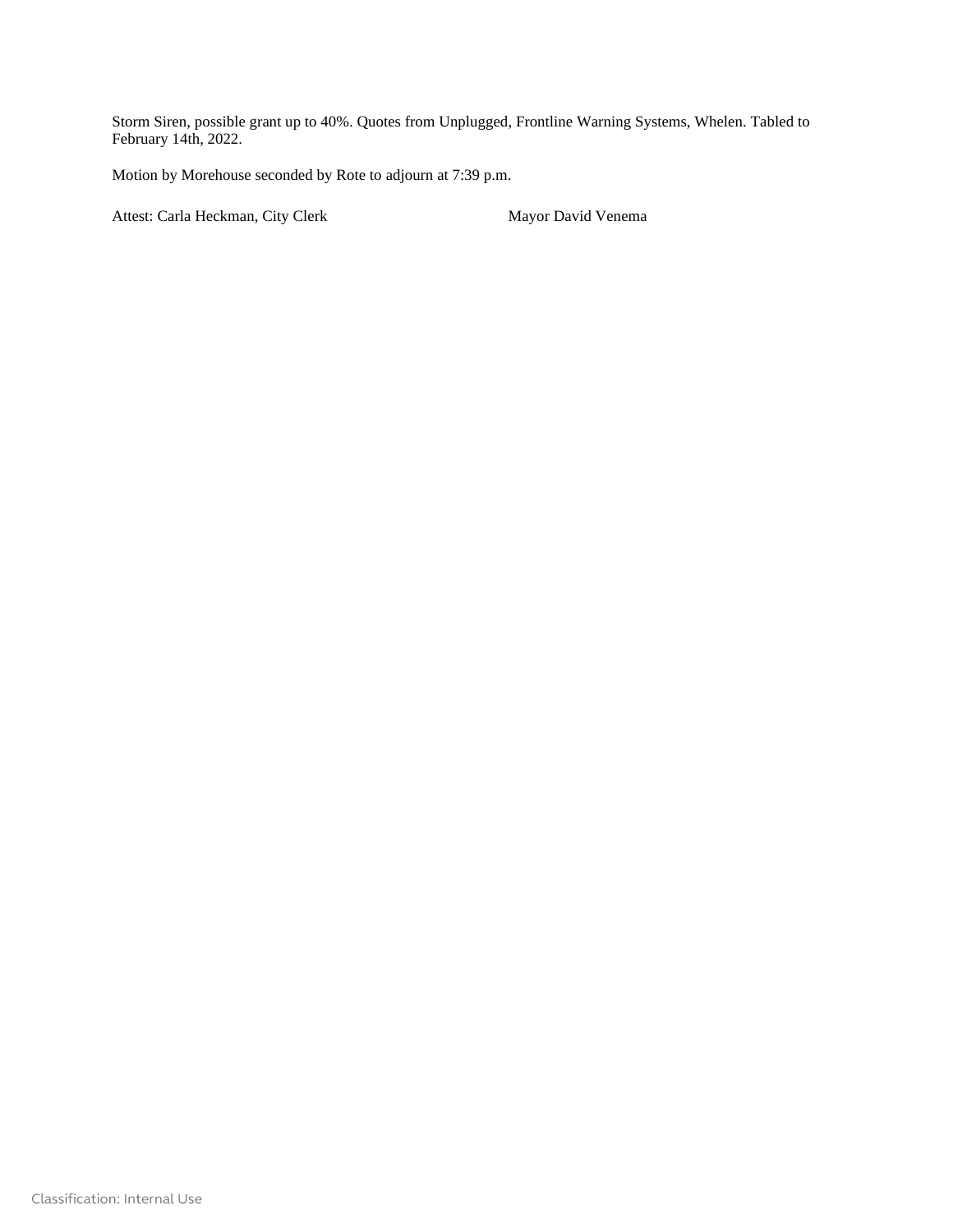Storm Siren, possible grant up to 40%. Quotes from Unplugged, Frontline Warning Systems, Whelen. Tabled to February 14th, 2022.

Motion by Morehouse seconded by Rote to adjourn at 7:39 p.m.

Attest: Carla Heckman, City Clerk　　　　　　　　Mayor David Venema